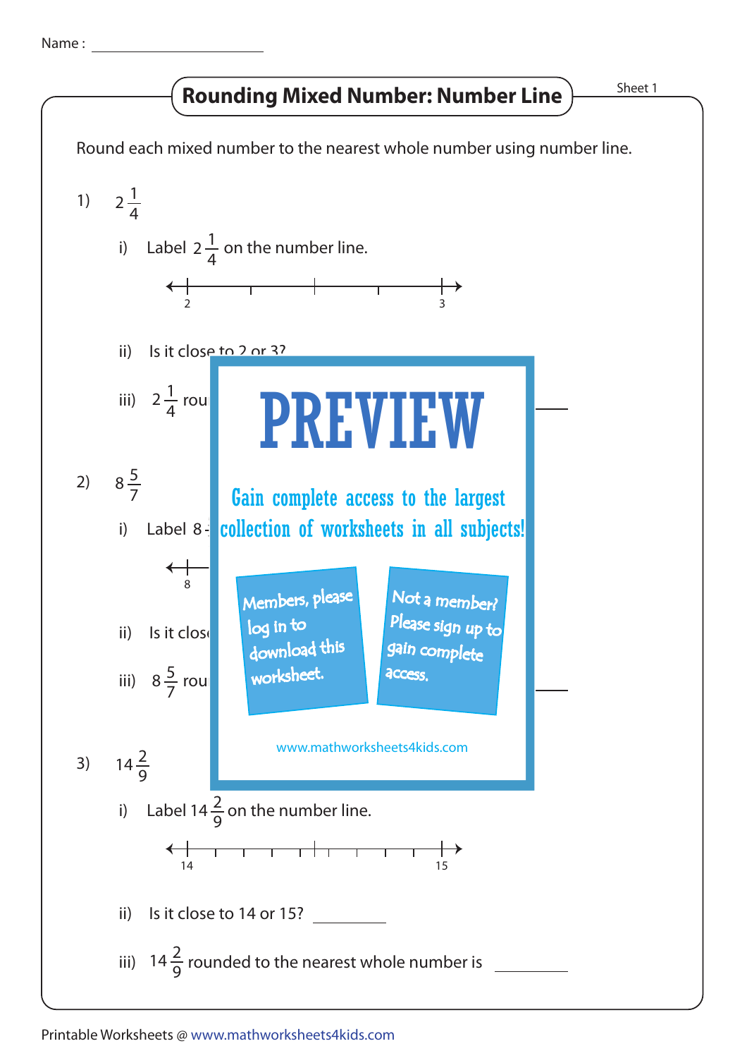Name : ______________________

# Rounding Mixed Number: Number Line

Sheet 1

Round each mixed number to the nearest whole number using number line.

1) $2\frac{1}{4}$

i) Label $2\frac{1}{4}$ on the number line.

2 ——— 3

ii) Is it close to 2 or 3?

iii) $2\frac{1}{4}$ rou ________

2) $8\frac{5}{7}$

i) Label 8

8

ii) Is it clos

iii) $8\frac{5}{7}$ rou ________

PREVIEW

Gain complete access to the largest collection of worksheets in all subjects!

Members, please log in to download this worksheet.

Not a member? Please sign up to gain complete access.

www.mathworksheets4kids.com

3) $14\frac{2}{9}$

i) Label $14\frac{2}{9}$ on the number line.

14 ——— 15

ii) Is it close to 14 or 15? ________

iii) $14\frac{2}{9}$ rounded to the nearest whole number is ________

Printable Worksheets @ www.mathworksheets4kids.com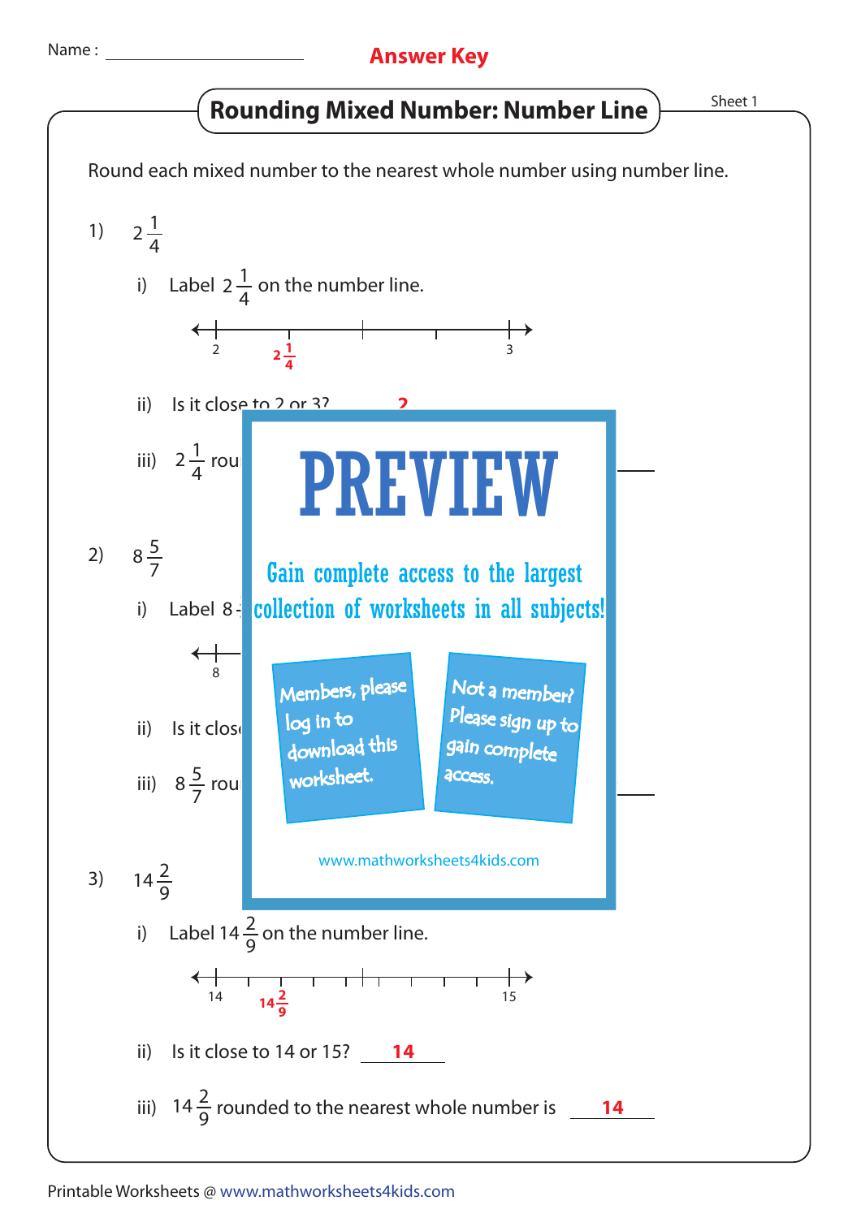Name : ____________________ **Answer Key**

# Rounding Mixed Number: Number Line

Sheet 1

Round each mixed number to the nearest whole number using number line.

1) $2\frac{1}{4}$

i) Label $2\frac{1}{4}$ on the number line.

2 $2\frac{1}{4}$ 3

ii) Is it close to 2 or 3? **2**

iii) $2\frac{1}{4}$ rou

2) $8\frac{5}{7}$

i) Label 8

8

ii) Is it clos

iii) $8\frac{5}{7}$ rou

PREVIEW

Gain complete access to the largest collection of worksheets in all subjects!

Members, please log in to download this worksheet.

Not a member? Please sign up to gain complete access.

www.mathworksheets4kids.com

3) $14\frac{2}{9}$

i) Label $14\frac{2}{9}$ on the number line.

14 $14\frac{2}{9}$ 15

ii) Is it close to 14 or 15? **14**

iii) $14\frac{2}{9}$ rounded to the nearest whole number is **14**

Printable Worksheets @ www.mathworksheets4kids.com